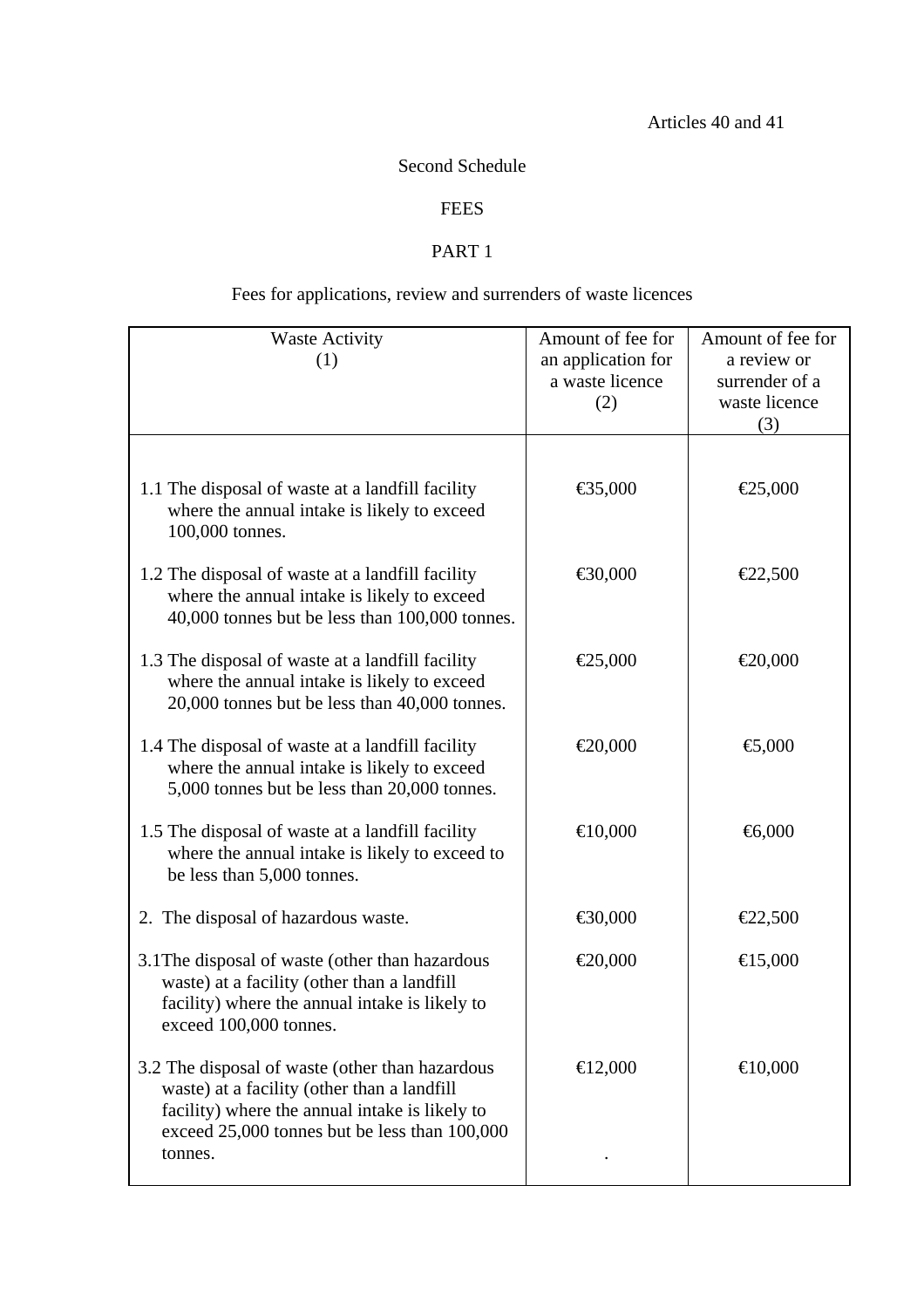Articles 40 and 41

Second Schedule

FEES

PART 1

Fees for applications, review and surrenders of waste licences

| Waste Activity (1) | Amount of fee for an application for a waste licence (2) | Amount of fee for a review or surrender of a waste licence (3) |
|---|---|---|
| 1.1 The disposal of waste at a landfill facility where the annual intake is likely to exceed 100,000 tonnes. | €35,000 | €25,000 |
| 1.2 The disposal of waste at a landfill facility where the annual intake is likely to exceed 40,000 tonnes but be less than 100,000 tonnes. | €30,000 | €22,500 |
| 1.3 The disposal of waste at a landfill facility where the annual intake is likely to exceed 20,000 tonnes but be less than 40,000 tonnes. | €25,000 | €20,000 |
| 1.4 The disposal of waste at a landfill facility where the annual intake is likely to exceed 5,000 tonnes but be less than 20,000 tonnes. | €20,000 | €5,000 |
| 1.5 The disposal of waste at a landfill facility where the annual intake is likely to exceed to be less than 5,000 tonnes. | €10,000 | €6,000 |
| 2. The disposal of hazardous waste. | €30,000 | €22,500 |
| 3.1The disposal of waste (other than hazardous waste) at a facility (other than a landfill facility) where the annual intake is likely to exceed 100,000 tonnes. | €20,000 | €15,000 |
| 3.2 The disposal of waste (other than hazardous waste) at a facility (other than a landfill facility) where the annual intake is likely to exceed 25,000 tonnes but be less than 100,000 tonnes. | €12,000 . | €10,000 |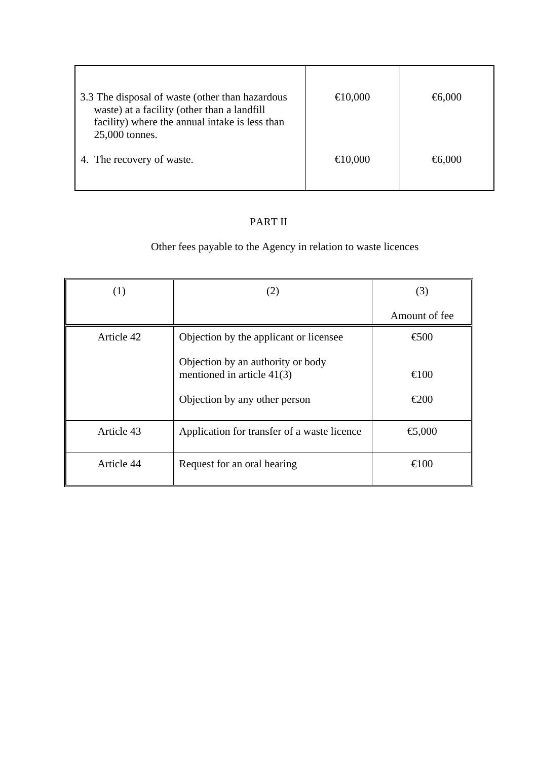| | | |
|---|---|---|
| 3.3 The disposal of waste (other than hazardous waste) at a facility (other than a landfill facility) where the annual intake is less than 25,000 tonnes. | €10,000 | €6,000 |
| 4. The recovery of waste. | €10,000 | €6,000 |

PART II

Other fees payable to the Agency in relation to waste licences

| (1) | (2) | (3) Amount of fee |
|---|---|---|
| Article 42 | Objection by the applicant or licensee | €500 |
| | Objection by an authority or body mentioned in article 41(3) | €100 |
| | Objection by any other person | €200 |
| Article 43 | Application for transfer of a waste licence | €5,000 |
| Article 44 | Request for an oral hearing | €100 |